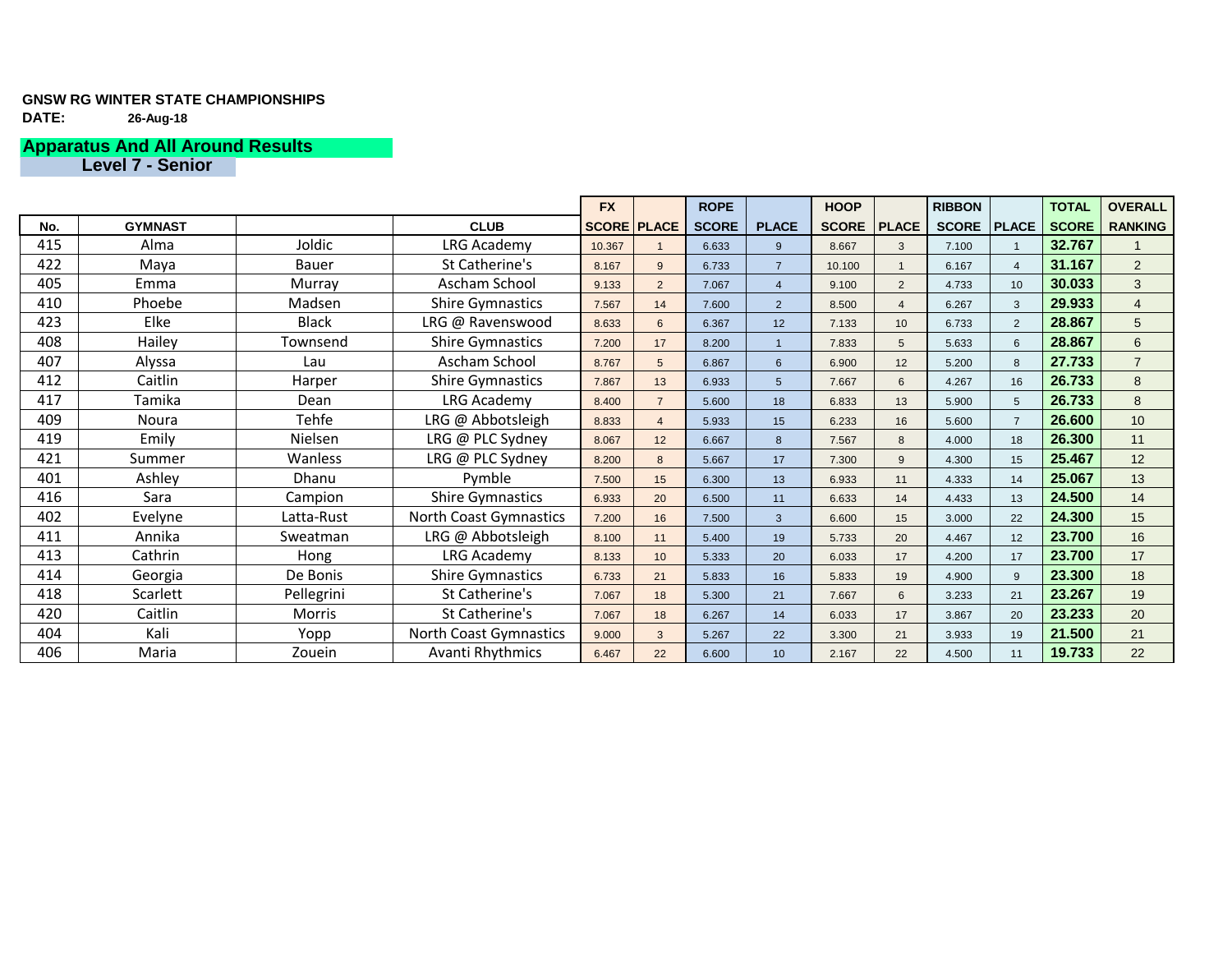**GNSW RG WINTER STATE CHAMPIONSHIPS**

**DATE:** **26-Aug-18**

## Apparatus And All Around Results

### Level 7 - Senior

| | | | | FX | | ROPE | | HOOP | | RIBBON | | TOTAL | OVERALL |
|---|---|---|---|---|---|---|---|---|---|---|---|---|---|
| **No.** | **GYMNAST** | | **CLUB** | **SCORE** | **PLACE** | **SCORE** | **PLACE** | **SCORE** | **PLACE** | **SCORE** | **PLACE** | **SCORE** | **RANKING** |
| 415 | Alma | Joldic | LRG Academy | 10.367 | 1 | 6.633 | 9 | 8.667 | 3 | 7.100 | 1 | **32.767** | 1 |
| 422 | Maya | Bauer | St Catherine's | 8.167 | 9 | 6.733 | 7 | 10.100 | 1 | 6.167 | 4 | **31.167** | 2 |
| 405 | Emma | Murray | Ascham School | 9.133 | 2 | 7.067 | 4 | 9.100 | 2 | 4.733 | 10 | **30.033** | 3 |
| 410 | Phoebe | Madsen | Shire Gymnastics | 7.567 | 14 | 7.600 | 2 | 8.500 | 4 | 6.267 | 3 | **29.933** | 4 |
| 423 | Elke | Black | LRG @ Ravenswood | 8.633 | 6 | 6.367 | 12 | 7.133 | 10 | 6.733 | 2 | **28.867** | 5 |
| 408 | Hailey | Townsend | Shire Gymnastics | 7.200 | 17 | 8.200 | 1 | 7.833 | 5 | 5.633 | 6 | **28.867** | 6 |
| 407 | Alyssa | Lau | Ascham School | 8.767 | 5 | 6.867 | 6 | 6.900 | 12 | 5.200 | 8 | **27.733** | 7 |
| 412 | Caitlin | Harper | Shire Gymnastics | 7.867 | 13 | 6.933 | 5 | 7.667 | 6 | 4.267 | 16 | **26.733** | 8 |
| 417 | Tamika | Dean | LRG Academy | 8.400 | 7 | 5.600 | 18 | 6.833 | 13 | 5.900 | 5 | **26.733** | 8 |
| 409 | Noura | Tehfe | LRG @ Abbotsleigh | 8.833 | 4 | 5.933 | 15 | 6.233 | 16 | 5.600 | 7 | **26.600** | 10 |
| 419 | Emily | Nielsen | LRG @ PLC Sydney | 8.067 | 12 | 6.667 | 8 | 7.567 | 8 | 4.000 | 18 | **26.300** | 11 |
| 421 | Summer | Wanless | LRG @ PLC Sydney | 8.200 | 8 | 5.667 | 17 | 7.300 | 9 | 4.300 | 15 | **25.467** | 12 |
| 401 | Ashley | Dhanu | Pymble | 7.500 | 15 | 6.300 | 13 | 6.933 | 11 | 4.333 | 14 | **25.067** | 13 |
| 416 | Sara | Campion | Shire Gymnastics | 6.933 | 20 | 6.500 | 11 | 6.633 | 14 | 4.433 | 13 | **24.500** | 14 |
| 402 | Evelyne | Latta-Rust | North Coast Gymnastics | 7.200 | 16 | 7.500 | 3 | 6.600 | 15 | 3.000 | 22 | **24.300** | 15 |
| 411 | Annika | Sweatman | LRG @ Abbotsleigh | 8.100 | 11 | 5.400 | 19 | 5.733 | 20 | 4.467 | 12 | **23.700** | 16 |
| 413 | Cathrin | Hong | LRG Academy | 8.133 | 10 | 5.333 | 20 | 6.033 | 17 | 4.200 | 17 | **23.700** | 17 |
| 414 | Georgia | De Bonis | Shire Gymnastics | 6.733 | 21 | 5.833 | 16 | 5.833 | 19 | 4.900 | 9 | **23.300** | 18 |
| 418 | Scarlett | Pellegrini | St Catherine's | 7.067 | 18 | 5.300 | 21 | 7.667 | 6 | 3.233 | 21 | **23.267** | 19 |
| 420 | Caitlin | Morris | St Catherine's | 7.067 | 18 | 6.267 | 14 | 6.033 | 17 | 3.867 | 20 | **23.233** | 20 |
| 404 | Kali | Yopp | North Coast Gymnastics | 9.000 | 3 | 5.267 | 22 | 3.300 | 21 | 3.933 | 19 | **21.500** | 21 |
| 406 | Maria | Zouein | Avanti Rhythmics | 6.467 | 22 | 6.600 | 10 | 2.167 | 22 | 4.500 | 11 | **19.733** | 22 |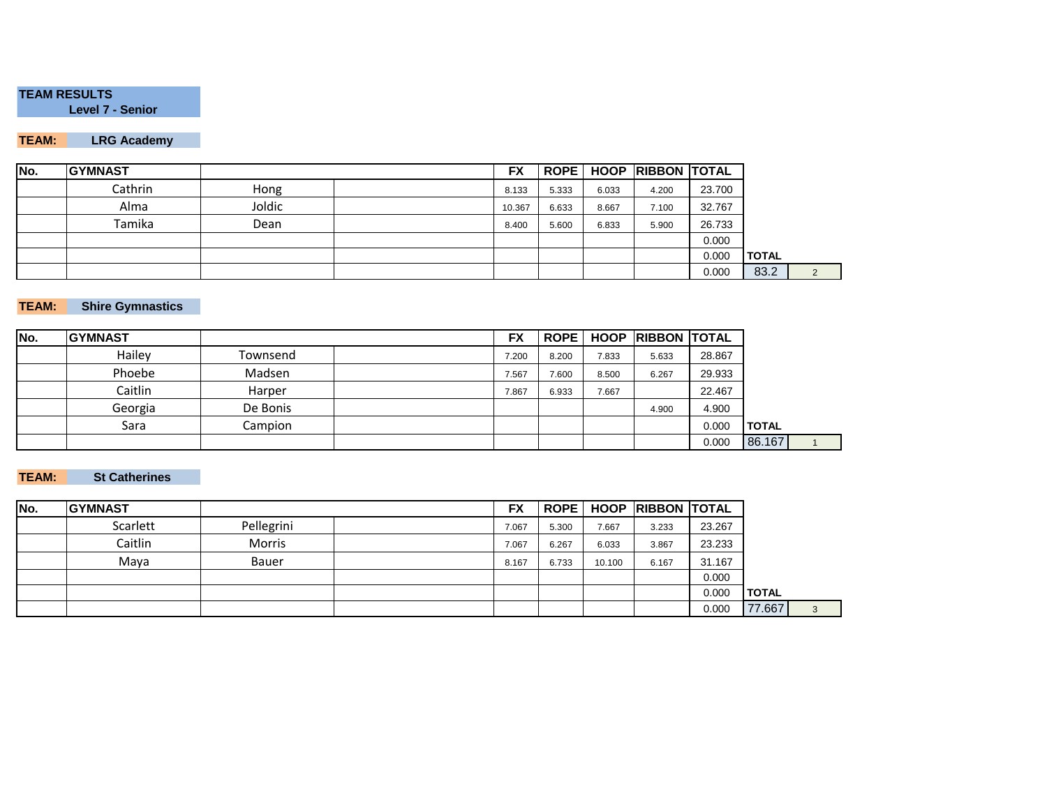**TEAM RESULTS**
**Level 7 - Senior**

**TEAM: LRG Academy**

| No. | GYMNAST | | | FX | ROPE | HOOP | RIBBON | TOTAL | | |
|---|---|---|---|---|---|---|---|---|---|---|
| | Cathrin | Hong | | 8.133 | 5.333 | 6.033 | 4.200 | 23.700 | | |
| | Alma | Joldic | | 10.367 | 6.633 | 8.667 | 7.100 | 32.767 | | |
| | Tamika | Dean | | 8.400 | 5.600 | 6.833 | 5.900 | 26.733 | | |
| | | | | | | | | 0.000 | | |
| | | | | | | | | 0.000 | TOTAL | |
| | | | | | | | | 0.000 | 83.2 | 2 |

**TEAM: Shire Gymnastics**

| No. | GYMNAST | | | FX | ROPE | HOOP | RIBBON | TOTAL | | |
|---|---|---|---|---|---|---|---|---|---|---|
| | Hailey | Townsend | | 7.200 | 8.200 | 7.833 | 5.633 | 28.867 | | |
| | Phoebe | Madsen | | 7.567 | 7.600 | 8.500 | 6.267 | 29.933 | | |
| | Caitlin | Harper | | 7.867 | 6.933 | 7.667 | | 22.467 | | |
| | Georgia | De Bonis | | | | | 4.900 | 4.900 | | |
| | Sara | Campion | | | | | | 0.000 | TOTAL | |
| | | | | | | | | 0.000 | 86.167 | 1 |

**TEAM: St Catherines**

| No. | GYMNAST | | | FX | ROPE | HOOP | RIBBON | TOTAL | | |
|---|---|---|---|---|---|---|---|---|---|---|
| | Scarlett | Pellegrini | | 7.067 | 5.300 | 7.667 | 3.233 | 23.267 | | |
| | Caitlin | Morris | | 7.067 | 6.267 | 6.033 | 3.867 | 23.233 | | |
| | Maya | Bauer | | 8.167 | 6.733 | 10.100 | 6.167 | 31.167 | | |
| | | | | | | | | 0.000 | | |
| | | | | | | | | 0.000 | TOTAL | |
| | | | | | | | | 0.000 | 77.667 | 3 |